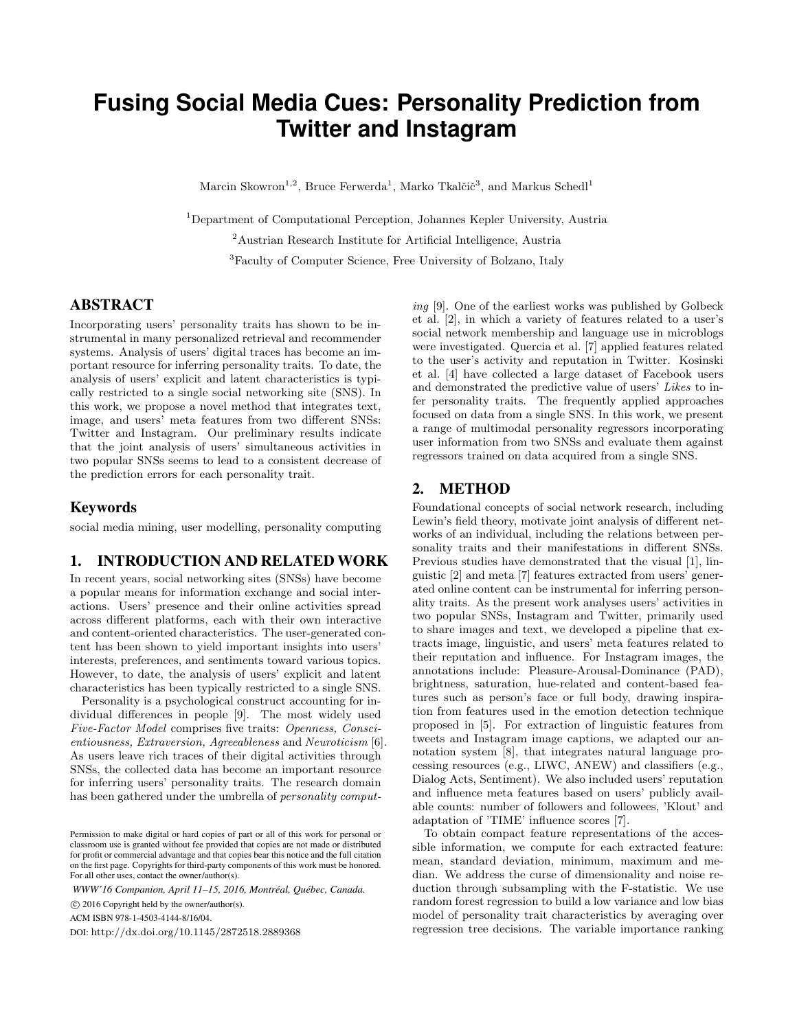# Fusing Social Media Cues: Personality Prediction from Twitter and Instagram

Marcin Skowron[1,2], Bruce Ferwerda[1], Marko Tkalčič[3], and Markus Schedl[1]

[1]Department of Computational Perception, Johannes Kepler University, Austria

[2]Austrian Research Institute for Artificial Intelligence, Austria

[3]Faculty of Computer Science, Free University of Bolzano, Italy

## ABSTRACT

Incorporating users' personality traits has shown to be instrumental in many personalized retrieval and recommender systems. Analysis of users' digital traces has become an important resource for inferring personality traits. To date, the analysis of users' explicit and latent characteristics is typically restricted to a single social networking site (SNS). In this work, we propose a novel method that integrates text, image, and users' meta features from two different SNSs: Twitter and Instagram. Our preliminary results indicate that the joint analysis of users' simultaneous activities in two popular SNSs seems to lead to a consistent decrease of the prediction errors for each personality trait.

## Keywords

social media mining, user modelling, personality computing

## 1. INTRODUCTION AND RELATED WORK

In recent years, social networking sites (SNSs) have become a popular means for information exchange and social interactions. Users' presence and their online activities spread across different platforms, each with their own interactive and content-oriented characteristics. The user-generated content has been shown to yield important insights into users' interests, preferences, and sentiments toward various topics. However, to date, the analysis of users' explicit and latent characteristics has been typically restricted to a single SNS.

Personality is a psychological construct accounting for individual differences in people [9]. The most widely used *Five-Factor Model* comprises five traits: *Openness, Conscientiousness, Extraversion, Agreeableness* and *Neuroticism* [6]. As users leave rich traces of their digital activities through SNSs, the collected data has become an important resource for inferring users' personality traits. The research domain has been gathered under the umbrella of *personality computing* [9]. One of the earliest works was published by Golbeck et al. [2], in which a variety of features related to a user's social network membership and language use in microblogs were investigated. Quercia et al. [7] applied features related to the user's activity and reputation in Twitter. Kosinski et al. [4] have collected a large dataset of Facebook users and demonstrated the predictive value of users' *Likes* to infer personality traits. The frequently applied approaches focused on data from a single SNS. In this work, we present a range of multimodal personality regressors incorporating user information from two SNSs and evaluate them against regressors trained on data acquired from a single SNS.

## 2. METHOD

Foundational concepts of social network research, including Lewin's field theory, motivate joint analysis of different networks of an individual, including the relations between personality traits and their manifestations in different SNSs. Previous studies have demonstrated that the visual [1], linguistic [2] and meta [7] features extracted from users' generated online content can be instrumental for inferring personality traits. As the present work analyses users' activities in two popular SNSs, Instagram and Twitter, primarily used to share images and text, we developed a pipeline that extracts image, linguistic, and users' meta features related to their reputation and influence. For Instagram images, the annotations include: Pleasure-Arousal-Dominance (PAD), brightness, saturation, hue-related and content-based features such as person's face or full body, drawing inspiration from features used in the emotion detection technique proposed in [5]. For extraction of linguistic features from tweets and Instagram image captions, we adapted our annotation system [8], that integrates natural language processing resources (e.g., LIWC, ANEW) and classifiers (e.g., Dialog Acts, Sentiment). We also included users' reputation and influence meta features based on users' publicly available counts: number of followers and followees, 'Klout' and adaptation of 'TIME' influence scores [7].

To obtain compact feature representations of the accessible information, we compute for each extracted feature: mean, standard deviation, minimum, maximum and median. We address the curse of dimensionality and noise reduction through subsampling with the F-statistic. We use random forest regression to build a low variance and low bias model of personality trait characteristics by averaging over regression tree decisions. The variable importance ranking

Permission to make digital or hard copies of part or all of this work for personal or classroom use is granted without fee provided that copies are not made or distributed for profit or commercial advantage and that copies bear this notice and the full citation on the first page. Copyrights for third-party components of this work must be honored. For all other uses, contact the owner/author(s).

*WWW'16 Companion, April 11–15, 2016, Montréal, Québec, Canada.*

© 2016 Copyright held by the owner/author(s).

ACM ISBN 978-1-4503-4144-8/16/04.

DOI: http://dx.doi.org/10.1145/2872518.2889368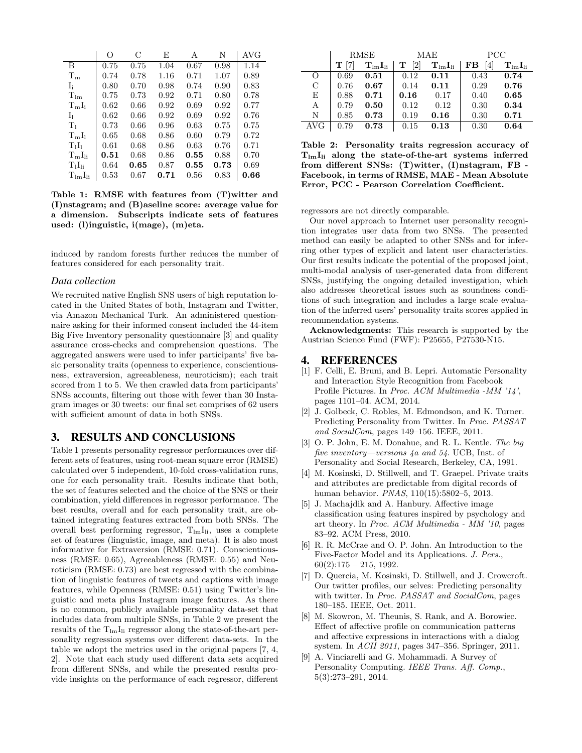| | O | C | E | A | N | AVG |
|---|---|---|---|---|---|---|
| B | 0.75 | 0.75 | 1.04 | 0.67 | 0.98 | 1.14 |
| $T_m$ | 0.74 | 0.78 | 1.16 | 0.71 | 1.07 | 0.89 |
| $I_i$ | 0.80 | 0.70 | 0.98 | 0.74 | 0.90 | 0.83 |
| $T_{lm}$ | 0.75 | 0.73 | 0.92 | 0.71 | 0.80 | 0.78 |
| $T_mI_i$ | 0.62 | 0.66 | 0.92 | 0.69 | 0.92 | 0.77 |
| $I_l$ | 0.62 | 0.66 | 0.92 | 0.69 | 0.92 | 0.76 |
| $T_l$ | 0.73 | 0.66 | 0.96 | 0.63 | 0.75 | 0.75 |
| $T_mI_l$ | 0.65 | 0.68 | 0.86 | 0.60 | 0.79 | 0.72 |
| $T_lI_l$ | 0.61 | 0.68 | 0.86 | 0.63 | 0.76 | 0.71 |
| $T_mI_{li}$ | **0.51** | 0.68 | 0.86 | **0.55** | 0.88 | 0.70 |
| $T_lI_{li}$ | 0.64 | **0.65** | 0.87 | **0.55** | **0.73** | 0.69 |
| $T_{lm}I_{li}$ | 0.53 | 0.67 | **0.71** | 0.56 | 0.83 | **0.66** |

**Table 1: RMSE with features from (T)witter and (I)nstagram; and (B)aseline score: average value for a dimension. Subscripts indicate sets of features used: (l)inguistic, i(mage), (m)eta.**

induced by random forests further reduces the number of features considered for each personality trait.

### *Data collection*

We recruited native English SNS users of high reputation located in the United States of both, Instagram and Twitter, via Amazon Mechanical Turk. An administered questionnaire asking for their informed consent included the 44-item Big Five Inventory personality questionnaire [3] and quality assurance cross-checks and comprehension questions. The aggregated answers were used to infer participants' five basic personality traits (openness to experience, conscientiousness, extraversion, agreeableness, neuroticism); each trait scored from 1 to 5. We then crawled data from participants' SNSs accounts, filtering out those with fewer than 30 Instagram images or 30 tweets: our final set comprises of 62 users with sufficient amount of data in both SNSs.

## 3. RESULTS AND CONCLUSIONS

Table 1 presents personality regressor performances over different sets of features, using root-mean square error (RMSE) calculated over 5 independent, 10-fold cross-validation runs, one for each personality trait. Results indicate that both, the set of features selected and the choice of the SNS or their combination, yield differences in regressor performance. The best results, overall and for each personality trait, are obtained integrating features extracted from both SNSs. The overall best performing regressor, $T_{lm}I_{li}$, uses a complete set of features (linguistic, image, and meta). It is also most informative for Extraversion (RMSE: 0.71). Conscientiousness (RMSE: 0.65), Agreeableness (RMSE: 0.55) and Neuroticism (RMSE: 0.73) are best regressed with the combination of linguistic features of tweets and captions with image features, while Openness (RMSE: 0.51) using Twitter's linguistic and meta plus Instagram image features. As there is no common, publicly available personality data-set that includes data from multiple SNSs, in Table 2 we present the results of the $T_{lm}I_{li}$ regressor along the state-of-the-art personality regression systems over different data-sets. In the table we adopt the metrics used in the original papers [7, 4, 2]. Note that each study used different data sets acquired from different SNSs, and while the presented results provide insights on the performance of each regressor, different regressors are not directly comparable.

| | RMSE | | MAE | | PCC | |
|---|---|---|---|---|---|---|
| | **T** [7] | $\mathbf{T_{lm}I_{li}}$ | **T** [2] | $\mathbf{T_{lm}I_{li}}$ | **FB** [4] | $\mathbf{T_{lm}I_{li}}$ |
| O | 0.69 | **0.51** | 0.12 | **0.11** | 0.43 | **0.74** |
| C | 0.76 | **0.67** | 0.14 | **0.11** | 0.29 | **0.76** |
| E | 0.88 | **0.71** | **0.16** | 0.17 | 0.40 | **0.65** |
| A | 0.79 | **0.50** | 0.12 | 0.12 | 0.30 | **0.34** |
| N | 0.85 | **0.73** | 0.19 | **0.16** | 0.30 | **0.71** |
| AVG | 0.79 | **0.73** | 0.15 | **0.13** | 0.30 | **0.64** |

**Table 2: Personality traits regression accuracy of $\mathbf{T_{lm}I_{li}}$ along the state-of-the-art systems inferred from different SNSs: (T)witter, (I)nstagram, FB - Facebook, in terms of RMSE, MAE - Mean Absolute Error, PCC - Pearson Correlation Coefficient.**

Our novel approach to Internet user personality recognition integrates user data from two SNSs. The presented method can easily be adapted to other SNSs and for inferring other types of explicit and latent user characteristics. Our first results indicate the potential of the proposed joint, multi-modal analysis of user-generated data from different SNSs, justifying the ongoing detailed investigation, which also addresses theoretical issues such as soundness conditions of such integration and includes a large scale evaluation of the inferred users' personality traits scores applied in recommendation systems.

**Acknowledgments:** This research is supported by the Austrian Science Fund (FWF): P25655, P27530-N15.

## 4. REFERENCES

[1] F. Celli, E. Bruni, and B. Lepri. Automatic Personality and Interaction Style Recognition from Facebook Profile Pictures. In *Proc. ACM Multimedia -MM '14'*, pages 1101–04. ACM, 2014.

[2] J. Golbeck, C. Robles, M. Edmondson, and K. Turner. Predicting Personality from Twitter. In *Proc. PASSAT and SocialCom*, pages 149–156. IEEE, 2011.

[3] O. P. John, E. M. Donahue, and R. L. Kentle. *The big five inventory—versions 4a and 54*. UCB, Inst. of Personality and Social Research, Berkeley, CA, 1991.

[4] M. Kosinski, D. Stillwell, and T. Graepel. Private traits and attributes are predictable from digital records of human behavior. *PNAS*, 110(15):5802–5, 2013.

[5] J. Machajdik and A. Hanbury. Affective image classification using features inspired by psychology and art theory. In *Proc. ACM Multimedia - MM '10*, pages 83–92. ACM Press, 2010.

[6] R. R. McCrae and O. P. John. An Introduction to the Five-Factor Model and its Applications. *J. Pers.*, 60(2):175 – 215, 1992.

[7] D. Quercia, M. Kosinski, D. Stillwell, and J. Crowcroft. Our twitter profiles, our selves: Predicting personality with twitter. In *Proc. PASSAT and SocialCom*, pages 180–185. IEEE, Oct. 2011.

[8] M. Skowron, M. Theunis, S. Rank, and A. Borowiec. Effect of affective profile on communication patterns and affective expressions in interactions with a dialog system. In *ACII 2011*, pages 347–356. Springer, 2011.

[9] A. Vinciarelli and G. Mohammadi. A Survey of Personality Computing. *IEEE Trans. Aff. Comp.*, 5(3):273–291, 2014.